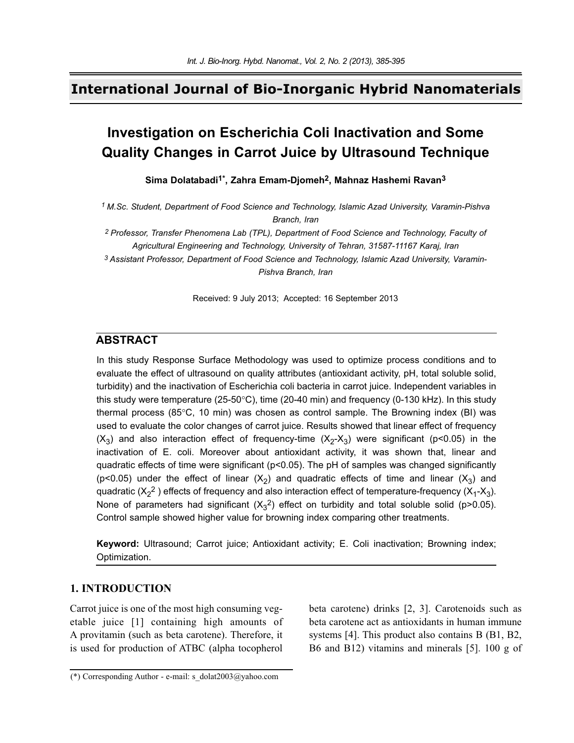# International Journal of Bio-Inorganic Hybrid Nanomaterials

## Investigation on Escherichia Coli Inactivation and Some Quality Changes in Carrot Juice by Ultrasound Technique

**Sima Dolatabadi[1*], Zahra Emam-Djomeh[2], Mahnaz Hashemi Ravan[3]**

*[1] M.Sc. Student, Department of Food Science and Technology, Islamic Azad University, Varamin-Pishva Branch, Iran*

*[2] Professor, Transfer Phenomena Lab (TPL), Department of Food Science and Technology, Faculty of Agricultural Engineering and Technology, University of Tehran, 31587-11167 Karaj, Iran*

*[3] Assistant Professor, Department of Food Science and Technology, Islamic Azad University, Varamin-Pishva Branch, Iran*

Received: 9 July 2013; Accepted: 16 September 2013

## ABSTRACT

In this study Response Surface Methodology was used to optimize process conditions and to evaluate the effect of ultrasound on quality attributes (antioxidant activity, pH, total soluble solid, turbidity) and the inactivation of Escherichia coli bacteria in carrot juice. Independent variables in this study were temperature (25-50°C), time (20-40 min) and frequency (0-130 kHz). In this study thermal process (85°C, 10 min) was chosen as control sample. The Browning index (BI) was used to evaluate the color changes of carrot juice. Results showed that linear effect of frequency ($X_3$) and also interaction effect of frequency-time ($X_2$-$X_3$) were significant ($p<0.05$) in the inactivation of E. coli. Moreover about antioxidant activity, it was shown that, linear and quadratic effects of time were significant ($p<0.05$). The pH of samples was changed significantly ($p<0.05$) under the effect of linear ($X_2$) and quadratic effects of time and linear ($X_3$) and quadratic ($X_2^2$ ) effects of frequency and also interaction effect of temperature-frequency ($X_1$-$X_3$). None of parameters had significant ($X_3^2$) effect on turbidity and total soluble solid ($p>0.05$). Control sample showed higher value for browning index comparing other treatments.

**Keyword:** Ultrasound; Carrot juice; Antioxidant activity; E. Coli inactivation; Browning index; Optimization.

## 1. INTRODUCTION

Carrot juice is one of the most high consuming vegetable juice [1] containing high amounts of A provitamin (such as beta carotene). Therefore, it is used for production of ATBC (alpha tocopherol beta carotene) drinks [2, 3]. Carotenoids such as beta carotene act as antioxidants in human immune systems [4]. This product also contains B (B1, B2, B6 and B12) vitamins and minerals [5]. 100 g of

(*) Corresponding Author - e-mail: s_dolat2003@yahoo.com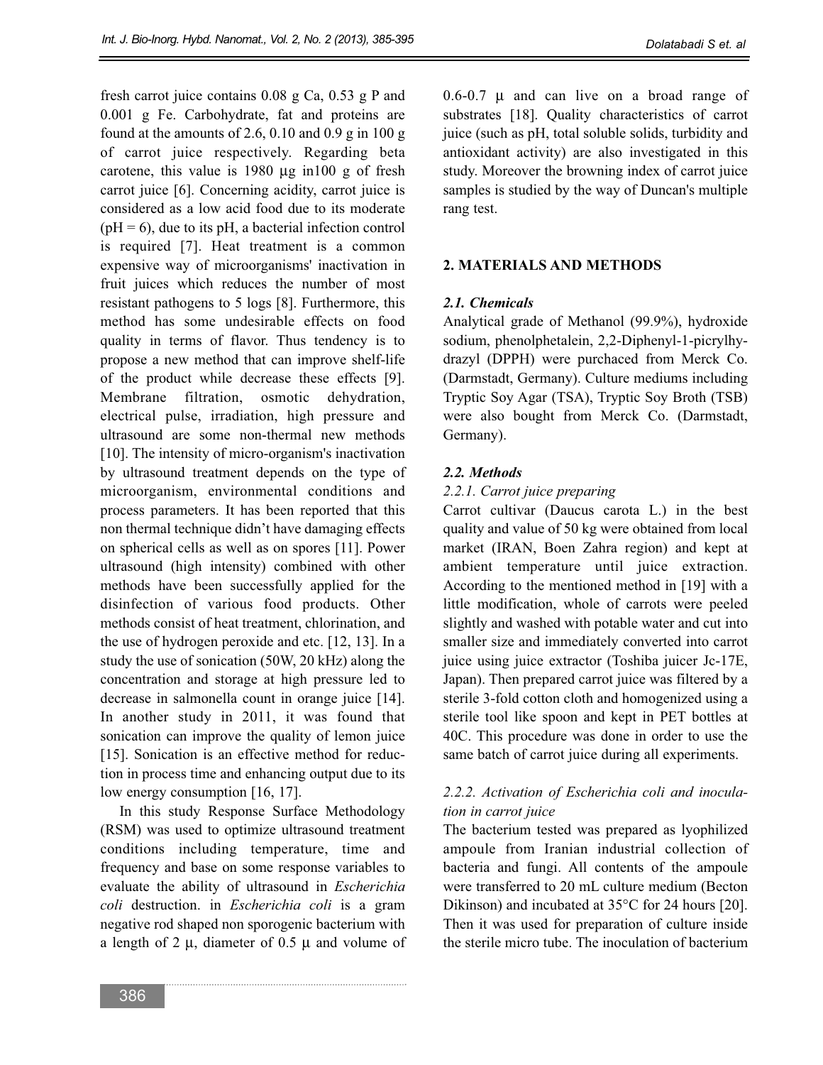fresh carrot juice contains 0.08 g Ca, 0.53 g P and 0.001 g Fe. Carbohydrate, fat and proteins are found at the amounts of 2.6, 0.10 and 0.9 g in 100 g of carrot juice respectively. Regarding beta carotene, this value is 1980 μg in100 g of fresh carrot juice [6]. Concerning acidity, carrot juice is considered as a low acid food due to its moderate (pH = 6), due to its pH, a bacterial infection control is required [7]. Heat treatment is a common expensive way of microorganisms' inactivation in fruit juices which reduces the number of most resistant pathogens to 5 logs [8]. Furthermore, this method has some undesirable effects on food quality in terms of flavor. Thus tendency is to propose a new method that can improve shelf-life of the product while decrease these effects [9]. Membrane filtration, osmotic dehydration, electrical pulse, irradiation, high pressure and ultrasound are some non-thermal new methods [10]. The intensity of micro-organism's inactivation by ultrasound treatment depends on the type of microorganism, environmental conditions and process parameters. It has been reported that this non thermal technique didn't have damaging effects on spherical cells as well as on spores [11]. Power ultrasound (high intensity) combined with other methods have been successfully applied for the disinfection of various food products. Other methods consist of heat treatment, chlorination, and the use of hydrogen peroxide and etc. [12, 13]. In a study the use of sonication (50W, 20 kHz) along the concentration and storage at high pressure led to decrease in salmonella count in orange juice [14]. In another study in 2011, it was found that sonication can improve the quality of lemon juice [15]. Sonication is an effective method for reduction in process time and enhancing output due to its low energy consumption [16, 17].

In this study Response Surface Methodology (RSM) was used to optimize ultrasound treatment conditions including temperature, time and frequency and base on some response variables to evaluate the ability of ultrasound in *Escherichia coli* destruction. in *Escherichia coli* is a gram negative rod shaped non sporogenic bacterium with a length of 2 μ, diameter of 0.5 μ and volume of 0.6-0.7 μ and can live on a broad range of substrates [18]. Quality characteristics of carrot juice (such as pH, total soluble solids, turbidity and antioxidant activity) are also investigated in this study. Moreover the browning index of carrot juice samples is studied by the way of Duncan's multiple rang test.

## 2. MATERIALS AND METHODS

### *2.1. Chemicals*

Analytical grade of Methanol (99.9%), hydroxide sodium, phenolphetalein, 2,2-Diphenyl-1-picrylhydrazyl (DPPH) were purchaced from Merck Co. (Darmstadt, Germany). Culture mediums including Tryptic Soy Agar (TSA), Tryptic Soy Broth (TSB) were also bought from Merck Co. (Darmstadt, Germany).

### *2.2. Methods*

#### *2.2.1. Carrot juice preparing*

Carrot cultivar (Daucus carota L.) in the best quality and value of 50 kg were obtained from local market (IRAN, Boen Zahra region) and kept at ambient temperature until juice extraction. According to the mentioned method in [19] with a little modification, whole of carrots were peeled slightly and washed with potable water and cut into smaller size and immediately converted into carrot juice using juice extractor (Toshiba juicer Jc-17E, Japan). Then prepared carrot juice was filtered by a sterile 3-fold cotton cloth and homogenized using a sterile tool like spoon and kept in PET bottles at 40C. This procedure was done in order to use the same batch of carrot juice during all experiments.

#### *2.2.2. Activation of Escherichia coli and inoculation in carrot juice*

The bacterium tested was prepared as lyophilized ampoule from Iranian industrial collection of bacteria and fungi. All contents of the ampoule were transferred to 20 mL culture medium (Becton Dikinson) and incubated at 35°C for 24 hours [20]. Then it was used for preparation of culture inside the sterile micro tube. The inoculation of bacterium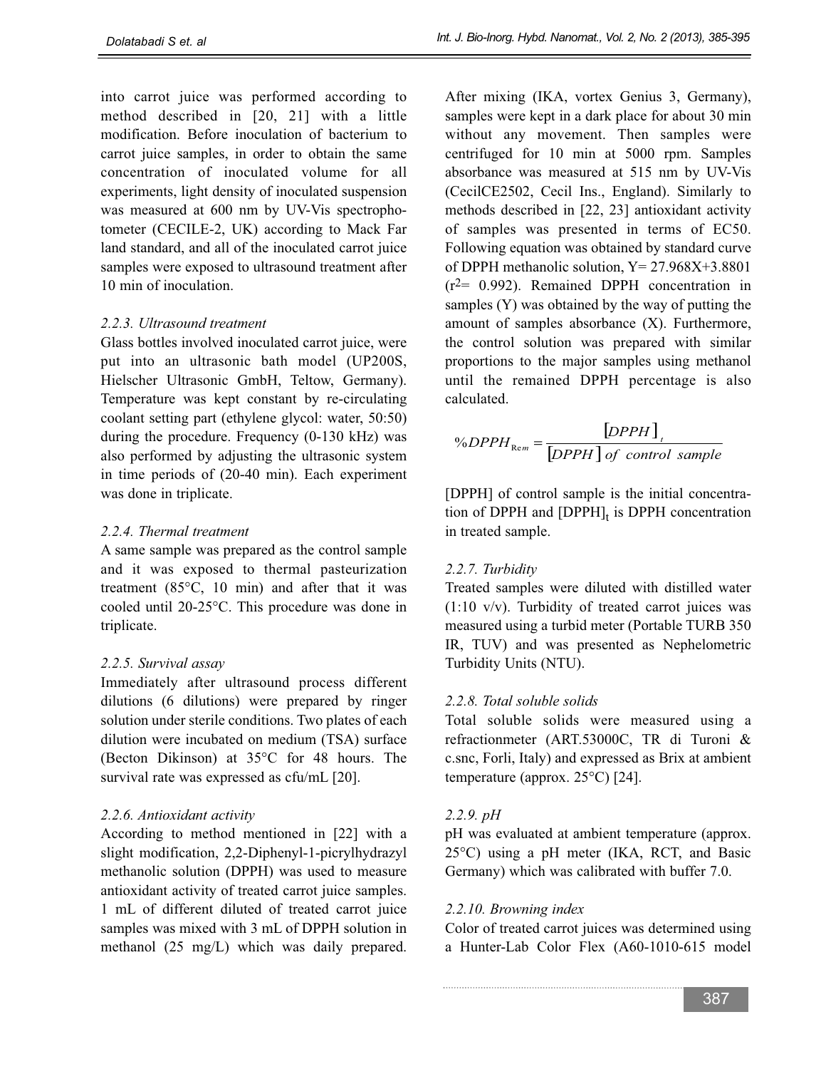into carrot juice was performed according to method described in [20, 21] with a little modification. Before inoculation of bacterium to carrot juice samples, in order to obtain the same concentration of inoculated volume for all experiments, light density of inoculated suspension was measured at 600 nm by UV-Vis spectrophotometer (CECILE-2, UK) according to Mack Far land standard, and all of the inoculated carrot juice samples were exposed to ultrasound treatment after 10 min of inoculation.

### *2.2.3. Ultrasound treatment*

Glass bottles involved inoculated carrot juice, were put into an ultrasonic bath model (UP200S, Hielscher Ultrasonic GmbH, Teltow, Germany). Temperature was kept constant by re-circulating coolant setting part (ethylene glycol: water, 50:50) during the procedure. Frequency (0-130 kHz) was also performed by adjusting the ultrasonic system in time periods of (20-40 min). Each experiment was done in triplicate.

### *2.2.4. Thermal treatment*

A same sample was prepared as the control sample and it was exposed to thermal pasteurization treatment (85°C, 10 min) and after that it was cooled until 20-25°C. This procedure was done in triplicate.

### *2.2.5. Survival assay*

Immediately after ultrasound process different dilutions (6 dilutions) were prepared by ringer solution under sterile conditions. Two plates of each dilution were incubated on medium (TSA) surface (Becton Dikinson) at 35°C for 48 hours. The survival rate was expressed as cfu/mL [20].

### *2.2.6. Antioxidant activity*

According to method mentioned in [22] with a slight modification, 2,2-Diphenyl-1-picrylhydrazyl methanolic solution (DPPH) was used to measure antioxidant activity of treated carrot juice samples. 1 mL of different diluted of treated carrot juice samples was mixed with 3 mL of DPPH solution in methanol (25 mg/L) which was daily prepared. After mixing (IKA, vortex Genius 3, Germany), samples were kept in a dark place for about 30 min without any movement. Then samples were centrifuged for 10 min at 5000 rpm. Samples absorbance was measured at 515 nm by UV-Vis (CecilCE2502, Cecil Ins., England). Similarly to methods described in [22, 23] antioxidant activity of samples was presented in terms of EC50. Following equation was obtained by standard curve of DPPH methanolic solution, $Y = 27.968X + 3.8801$ ($r^2 = 0.992$). Remained DPPH concentration in samples (Y) was obtained by the way of putting the amount of samples absorbance (X). Furthermore, the control solution was prepared with similar proportions to the major samples using methanol until the remained DPPH percentage is also calculated.

$$\%DPPH_{Rem} = \frac{[DPPH]_t}{[DPPH]\ of\ control\ sample}$$

[DPPH] of control sample is the initial concentration of DPPH and $[DPPH]_t$ is DPPH concentration in treated sample.

### *2.2.7. Turbidity*

Treated samples were diluted with distilled water (1:10 v/v). Turbidity of treated carrot juices was measured using a turbid meter (Portable TURB 350 IR, TUV) and was presented as Nephelometric Turbidity Units (NTU).

### *2.2.8. Total soluble solids*

Total soluble solids were measured using a refractionmeter (ART.53000C, TR di Turoni & c.snc, Forli, Italy) and expressed as Brix at ambient temperature (approx. 25°C) [24].

### *2.2.9. pH*

pH was evaluated at ambient temperature (approx. 25°C) using a pH meter (IKA, RCT, and Basic Germany) which was calibrated with buffer 7.0.

### *2.2.10. Browning index*

Color of treated carrot juices was determined using a Hunter-Lab Color Flex (A60-1010-615 model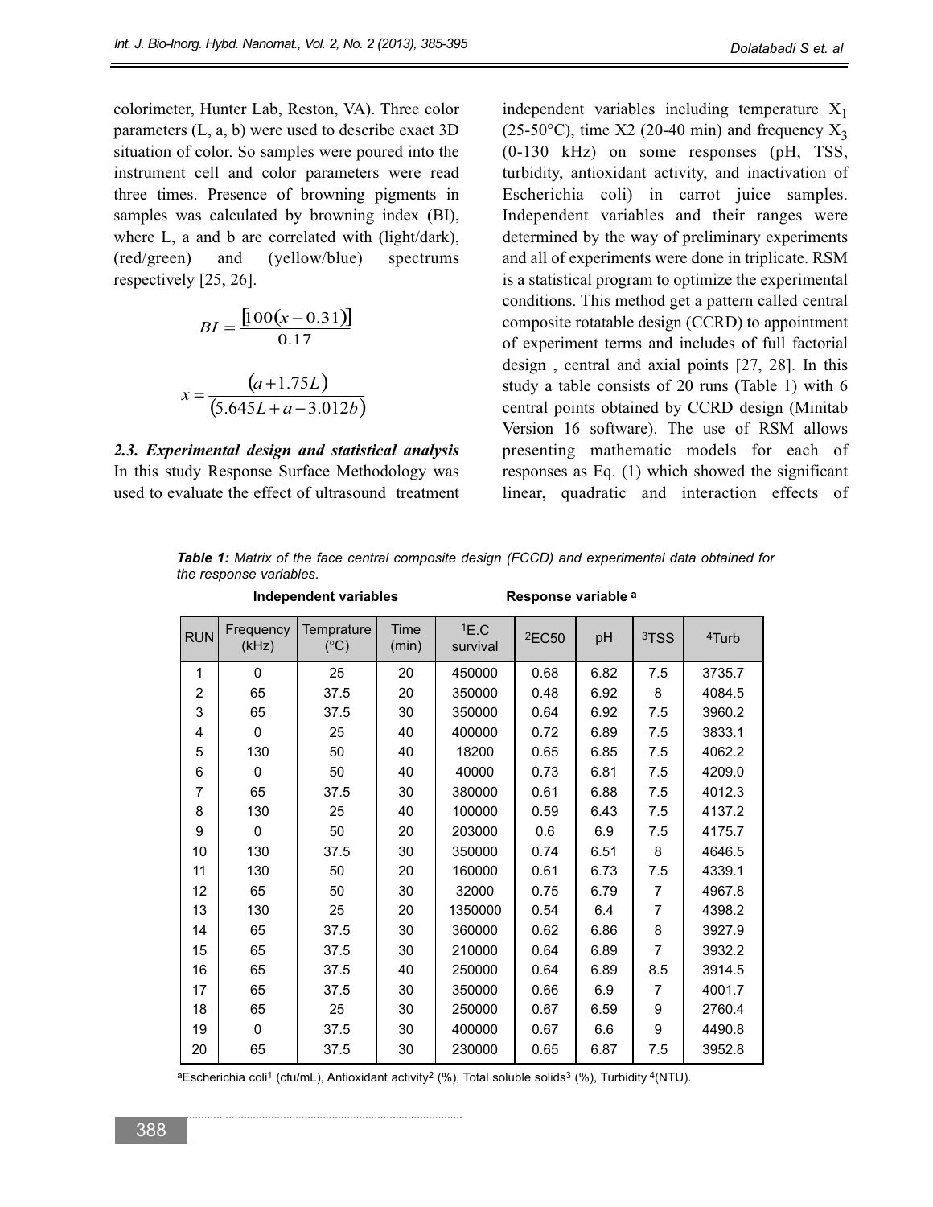colorimeter, Hunter Lab, Reston, VA). Three color parameters (L, a, b) were used to describe exact 3D situation of color. So samples were poured into the instrument cell and color parameters were read three times. Presence of browning pigments in samples was calculated by browning index (BI), where L, a and b are correlated with (light/dark), (red/green) and (yellow/blue) spectrums respectively [25, 26].

$$BI = \frac{[100(x - 0.31)]}{0.17}$$

$$x = \frac{(a + 1.75L)}{(5.645L + a - 3.012b)}$$

***2.3. Experimental design and statistical analysis***

In this study Response Surface Methodology was used to evaluate the effect of ultrasound treatment independent variables including temperature $X_1$ (25-50°C), time X2 (20-40 min) and frequency $X_3$ (0-130 kHz) on some responses (pH, TSS, turbidity, antioxidant activity, and inactivation of Escherichia coli) in carrot juice samples. Independent variables and their ranges were determined by the way of preliminary experiments and all of experiments were done in triplicate. RSM is a statistical program to optimize the experimental conditions. This method get a pattern called central composite rotatable design (CCRD) to appointment of experiment terms and includes of full factorial design , central and axial points [27, 28]. In this study a table consists of 20 runs (Table 1) with 6 central points obtained by CCRD design (Minitab Version 16 software). The use of RSM allows presenting mathematic models for each of responses as Eq. (1) which showed the significant linear, quadratic and interaction effects of

***Table 1:*** *Matrix of the face central composite design (FCCD) and experimental data obtained for the response variables.*

| | **Independent variables** | | | **Response variable [a]** | | | | |
|---|---|---|---|---|---|---|---|---|
| RUN | Frequency (kHz) | Temprature (°C) | Time (min) | [1]E.C survival | [2]EC50 | pH | [3]TSS | [4]Turb |
| 1 | 0 | 25 | 20 | 450000 | 0.68 | 6.82 | 7.5 | 3735.7 |
| 2 | 65 | 37.5 | 20 | 350000 | 0.48 | 6.92 | 8 | 4084.5 |
| 3 | 65 | 37.5 | 30 | 350000 | 0.64 | 6.92 | 7.5 | 3960.2 |
| 4 | 0 | 25 | 40 | 400000 | 0.72 | 6.89 | 7.5 | 3833.1 |
| 5 | 130 | 50 | 40 | 18200 | 0.65 | 6.85 | 7.5 | 4062.2 |
| 6 | 0 | 50 | 40 | 40000 | 0.73 | 6.81 | 7.5 | 4209.0 |
| 7 | 65 | 37.5 | 30 | 380000 | 0.61 | 6.88 | 7.5 | 4012.3 |
| 8 | 130 | 25 | 40 | 100000 | 0.59 | 6.43 | 7.5 | 4137.2 |
| 9 | 0 | 50 | 20 | 203000 | 0.6 | 6.9 | 7.5 | 4175.7 |
| 10 | 130 | 37.5 | 30 | 350000 | 0.74 | 6.51 | 8 | 4646.5 |
| 11 | 130 | 50 | 20 | 160000 | 0.61 | 6.73 | 7.5 | 4339.1 |
| 12 | 65 | 50 | 30 | 32000 | 0.75 | 6.79 | 7 | 4967.8 |
| 13 | 130 | 25 | 20 | 1350000 | 0.54 | 6.4 | 7 | 4398.2 |
| 14 | 65 | 37.5 | 30 | 360000 | 0.62 | 6.86 | 8 | 3927.9 |
| 15 | 65 | 37.5 | 30 | 210000 | 0.64 | 6.89 | 7 | 3932.2 |
| 16 | 65 | 37.5 | 40 | 250000 | 0.64 | 6.89 | 8.5 | 3914.5 |
| 17 | 65 | 37.5 | 30 | 350000 | 0.66 | 6.9 | 7 | 4001.7 |
| 18 | 65 | 25 | 30 | 250000 | 0.67 | 6.59 | 9 | 2760.4 |
| 19 | 0 | 37.5 | 30 | 400000 | 0.67 | 6.6 | 9 | 4490.8 |
| 20 | 65 | 37.5 | 30 | 230000 | 0.65 | 6.87 | 7.5 | 3952.8 |

[a]Escherichia coli[1] (cfu/mL), Antioxidant activity[2] (%), Total soluble solids[3] (%), Turbidity [4](NTU).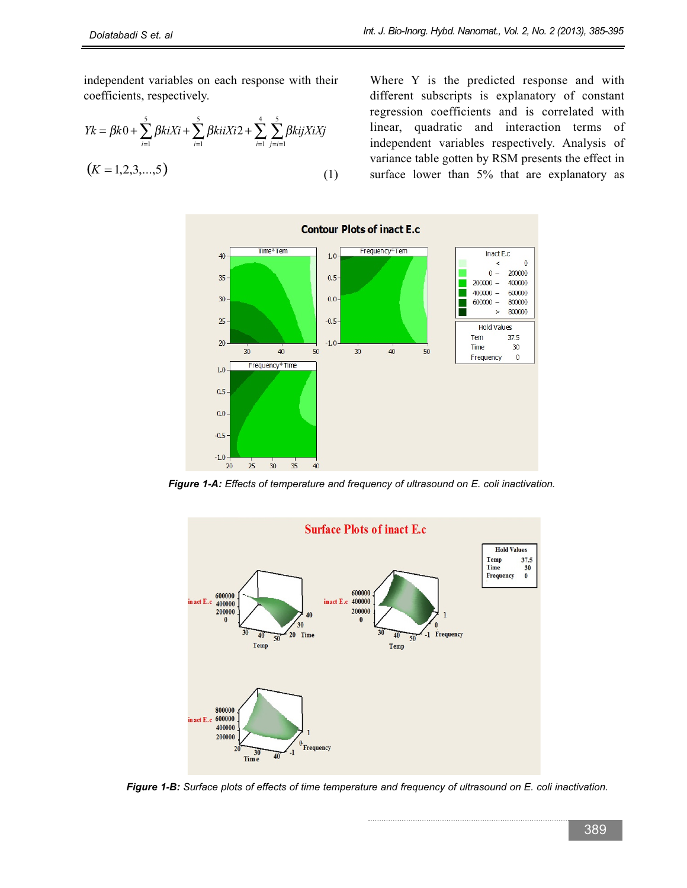independent variables on each response with their coefficients, respectively.

$$Yk = \beta k0 + \sum_{i=1}^{5} \beta kiXi + \sum_{i=1}^{5} \beta kiiXi2 + \sum_{i=1}^{4} \sum_{j=i=1}^{5} \beta kijXiXj$$

$$(K = 1,2,3,...,5) \qquad (1)$$

Where Y is the predicted response and with different subscripts is explanatory of constant regression coefficients and is correlated with linear, quadratic and interaction terms of independent variables respectively. Analysis of variance table gotten by RSM presents the effect in surface lower than 5% that are explanatory as

***Figure 1-A:*** *Effects of temperature and frequency of ultrasound on E. coli inactivation.*

***Figure 1-B:*** *Surface plots of effects of time temperature and frequency of ultrasound on E. coli inactivation.*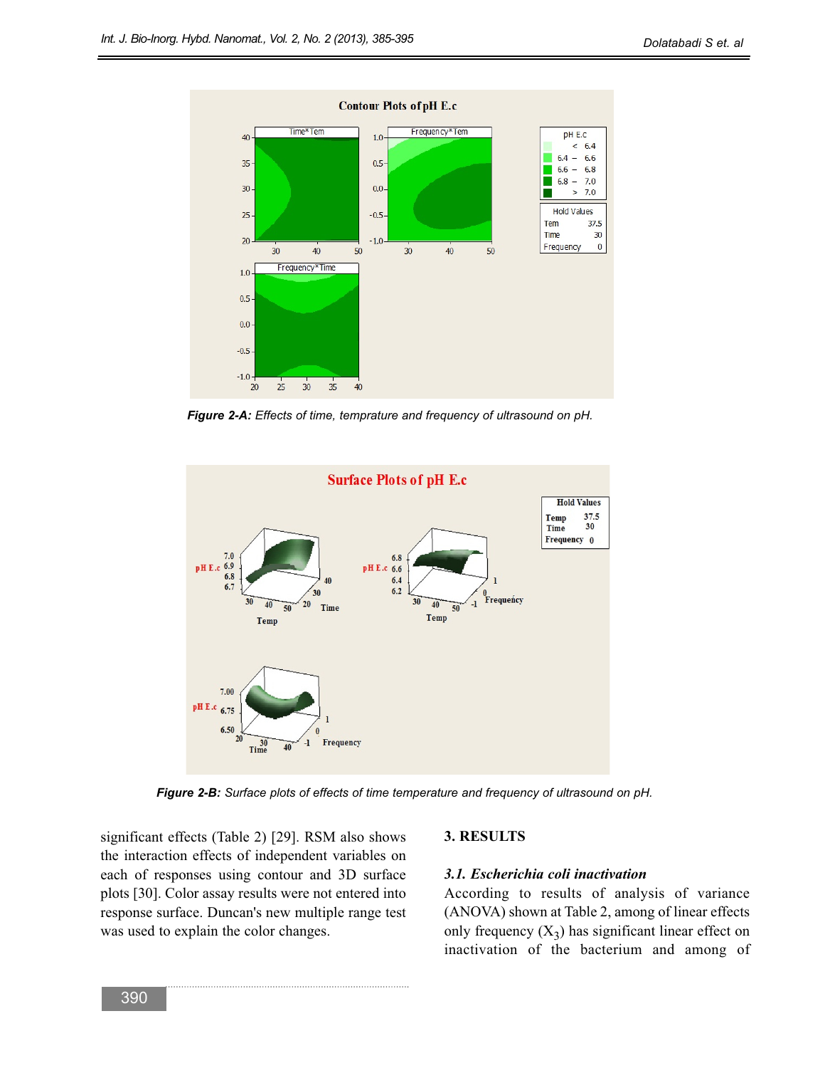Figure 2-A: Effects of time, temprature and frequency of ultrasound on pH.

Figure 2-B: Surface plots of effects of time temperature and frequency of ultrasound on pH.

significant effects (Table 2) [29]. RSM also shows the interaction effects of independent variables on each of responses using contour and 3D surface plots [30]. Color assay results were not entered into response surface. Duncan's new multiple range test was used to explain the color changes.

## 3. RESULTS

### 3.1. *Escherichia coli inactivation*

According to results of analysis of variance (ANOVA) shown at Table 2, among of linear effects only frequency ($X_3$) has significant linear effect on inactivation of the bacterium and among of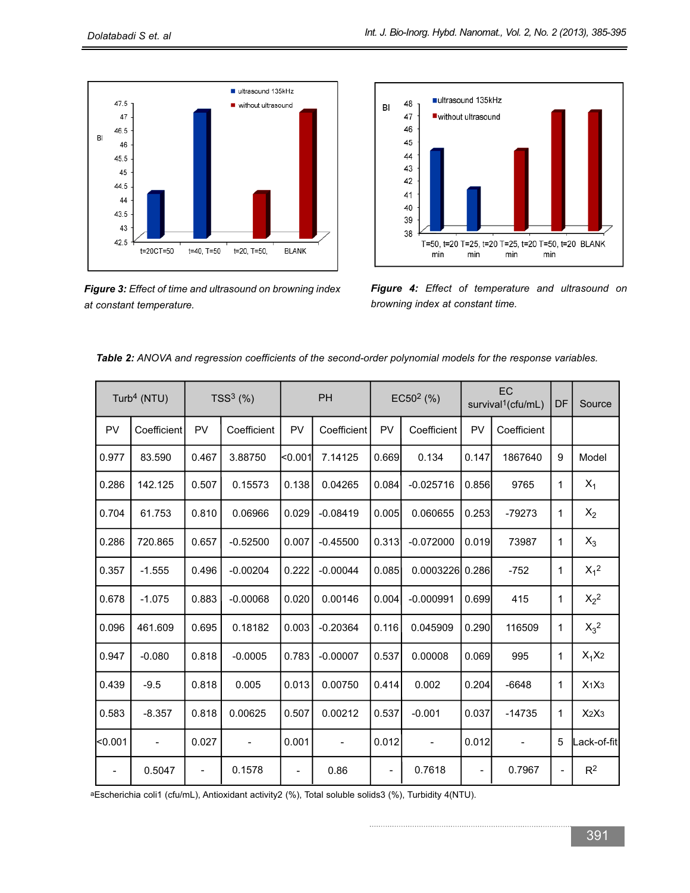**Figure 3:** *Effect of time and ultrasound on browning index at constant temperature.*

**Figure 4:** *Effect of temperature and ultrasound on browning index at constant time.*

**Table 2:** *ANOVA and regression coefficients of the second-order polynomial models for the response variables.*

| Turb[4] (NTU) | | TSS[3] (%) | | PH | | EC50[2] (%) | | EC survival[1](cfu/mL) | | DF | Source |
|---|---|---|---|---|---|---|---|---|---|---|---|
| PV | Coefficient | PV | Coefficient | PV | Coefficient | PV | Coefficient | PV | Coefficient | | |
| 0.977 | 83.590 | 0.467 | 3.88750 | <0.001 | 7.14125 | 0.669 | 0.134 | 0.147 | 1867640 | 9 | Model |
| 0.286 | 142.125 | 0.507 | 0.15573 | 0.138 | 0.04265 | 0.084 | -0.025716 | 0.856 | 9765 | 1 | $X_1$ |
| 0.704 | 61.753 | 0.810 | 0.06966 | 0.029 | -0.08419 | 0.005 | 0.060655 | 0.253 | -79273 | 1 | $X_2$ |
| 0.286 | 720.865 | 0.657 | -0.52500 | 0.007 | -0.45500 | 0.313 | -0.072000 | 0.019 | 73987 | 1 | $X_3$ |
| 0.357 | -1.555 | 0.496 | -0.00204 | 0.222 | -0.00044 | 0.085 | 0.0003226 | 0.286 | -752 | 1 | $X_1^2$ |
| 0.678 | -1.075 | 0.883 | -0.00068 | 0.020 | 0.00146 | 0.004 | -0.000991 | 0.699 | 415 | 1 | $X_2^2$ |
| 0.096 | 461.609 | 0.695 | 0.18182 | 0.003 | -0.20364 | 0.116 | 0.045909 | 0.290 | 116509 | 1 | $X_3^2$ |
| 0.947 | -0.080 | 0.818 | -0.0005 | 0.783 | -0.00007 | 0.537 | 0.00008 | 0.069 | 995 | 1 | $X_1X_2$ |
| 0.439 | -9.5 | 0.818 | 0.005 | 0.013 | 0.00750 | 0.414 | 0.002 | 0.204 | -6648 | 1 | $X_1X_3$ |
| 0.583 | -8.357 | 0.818 | 0.00625 | 0.507 | 0.00212 | 0.537 | -0.001 | 0.037 | -14735 | 1 | $X_2X_3$ |
| <0.001 | - | 0.027 | - | 0.001 | - | 0.012 | - | 0.012 | - | 5 | Lack-of-fit |
| - | 0.5047 | - | 0.1578 | - | 0.86 | - | 0.7618 | - | 0.7967 | - | $R^2$ |

[a]Escherichia coli1 (cfu/mL), Antioxidant activity2 (%), Total soluble solids3 (%), Turbidity 4(NTU).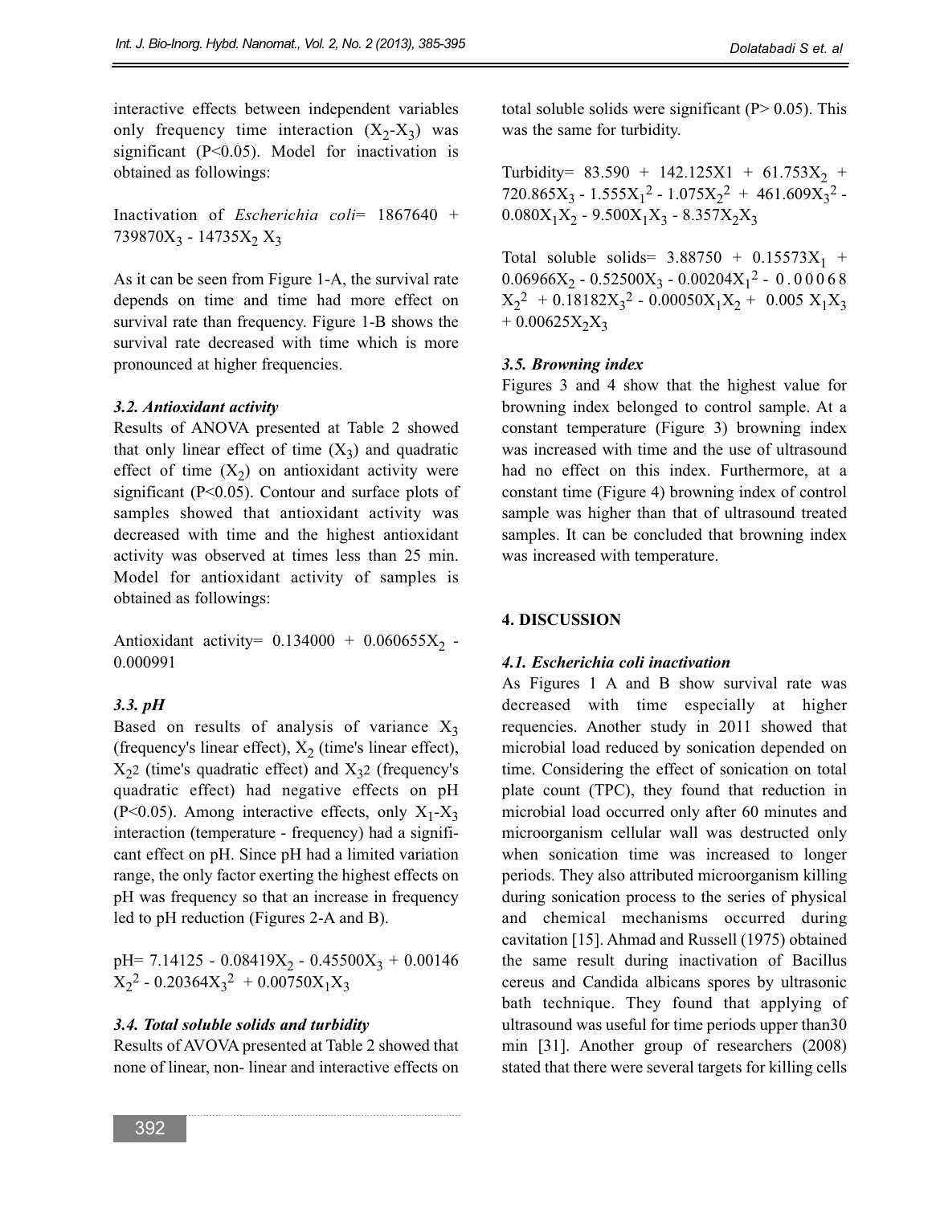interactive effects between independent variables only frequency time interaction ($X_2$-$X_3$) was significant ($P<0.05$). Model for inactivation is obtained as followings:

Inactivation of *Escherichia coli*= $1867640 + 739870X_3 - 14735X_2 X_3$

As it can be seen from Figure 1-A, the survival rate depends on time and time had more effect on survival rate than frequency. Figure 1-B shows the survival rate decreased with time which is more pronounced at higher frequencies.

### *3.2. Antioxidant activity*

Results of ANOVA presented at Table 2 showed that only linear effect of time ($X_3$) and quadratic effect of time ($X_2$) on antioxidant activity were significant ($P<0.05$). Contour and surface plots of samples showed that antioxidant activity was decreased with time and the highest antioxidant activity was observed at times less than 25 min. Model for antioxidant activity of samples is obtained as followings:

Antioxidant activity= $0.134000 + 0.060655X_2 - 0.000991$

### *3.3. pH*

Based on results of analysis of variance $X_3$ (frequency's linear effect), $X_2$ (time's linear effect), $X_2 2$ (time's quadratic effect) and $X_3 2$ (frequency's quadratic effect) had negative effects on pH ($P<0.05$). Among interactive effects, only $X_1$-$X_3$ interaction (temperature - frequency) had a significant effect on pH. Since pH had a limited variation range, the only factor exerting the highest effects on pH was frequency so that an increase in frequency led to pH reduction (Figures 2-A and B).

pH= $7.14125 - 0.08419X_2 - 0.45500X_3 + 0.00146 X_2^2 - 0.20364X_3^2 + 0.00750X_1X_3$

### *3.4. Total soluble solids and turbidity*

Results of AVOVA presented at Table 2 showed that none of linear, non- linear and interactive effects on total soluble solids were significant ($P> 0.05$). This was the same for turbidity.

Turbidity= $83.590 + 142.125X1 + 61.753X_2 + 720.865X_3 - 1.555X_1^2 - 1.075X_2^2 + 461.609X_3^2 - 0.080X_1X_2 - 9.500X_1X_3 - 8.357X_2X_3$

Total soluble solids= $3.88750 + 0.15573X_1 + 0.06966X_2 - 0.52500X_3 - 0.00204X_1^2 - 0.00068 X_2^2 + 0.18182X_3^2 - 0.00050X_1X_2 + 0.005 X_1X_3 + 0.00625X_2X_3$

### *3.5. Browning index*

Figures 3 and 4 show that the highest value for browning index belonged to control sample. At a constant temperature (Figure 3) browning index was increased with time and the use of ultrasound had no effect on this index. Furthermore, at a constant time (Figure 4) browning index of control sample was higher than that of ultrasound treated samples. It can be concluded that browning index was increased with temperature.

## 4. DISCUSSION

### *4.1. Escherichia coli inactivation*

As Figures 1 A and B show survival rate was decreased with time especially at higher requencies. Another study in 2011 showed that microbial load reduced by sonication depended on time. Considering the effect of sonication on total plate count (TPC), they found that reduction in microbial load occurred only after 60 minutes and microorganism cellular wall was destructed only when sonication time was increased to longer periods. They also attributed microorganism killing during sonication process to the series of physical and chemical mechanisms occurred during cavitation [15]. Ahmad and Russell (1975) obtained the same result during inactivation of Bacillus cereus and Candida albicans spores by ultrasonic bath technique. They found that applying of ultrasound was useful for time periods upper than30 min [31]. Another group of researchers (2008) stated that there were several targets for killing cells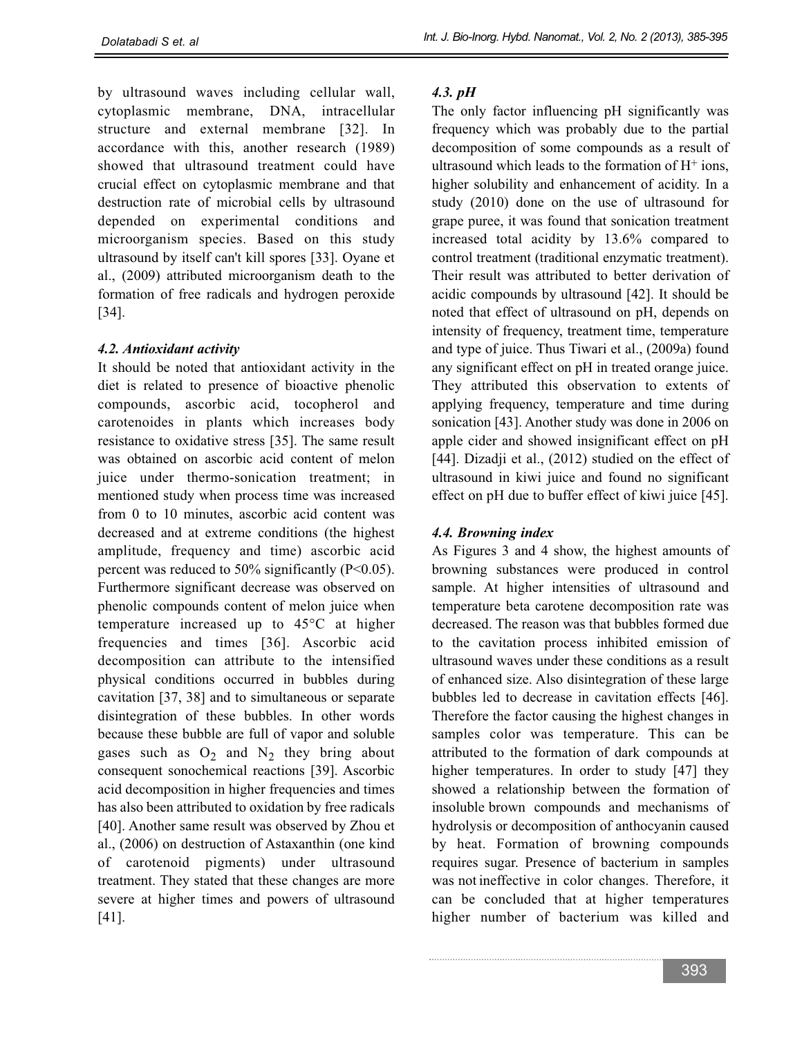by ultrasound waves including cellular wall, cytoplasmic membrane, DNA, intracellular structure and external membrane [32]. In accordance with this, another research (1989) showed that ultrasound treatment could have crucial effect on cytoplasmic membrane and that destruction rate of microbial cells by ultrasound depended on experimental conditions and microorganism species. Based on this study ultrasound by itself can't kill spores [33]. Oyane et al., (2009) attributed microorganism death to the formation of free radicals and hydrogen peroxide [34].

### *4.2. Antioxidant activity*

It should be noted that antioxidant activity in the diet is related to presence of bioactive phenolic compounds, ascorbic acid, tocopherol and carotenoides in plants which increases body resistance to oxidative stress [35]. The same result was obtained on ascorbic acid content of melon juice under thermo-sonication treatment; in mentioned study when process time was increased from 0 to 10 minutes, ascorbic acid content was decreased and at extreme conditions (the highest amplitude, frequency and time) ascorbic acid percent was reduced to 50% significantly ($P<0.05$). Furthermore significant decrease was observed on phenolic compounds content of melon juice when temperature increased up to 45°C at higher frequencies and times [36]. Ascorbic acid decomposition can attribute to the intensified physical conditions occurred in bubbles during cavitation [37, 38] and to simultaneous or separate disintegration of these bubbles. In other words because these bubble are full of vapor and soluble gases such as $O_2$ and $N_2$ they bring about consequent sonochemical reactions [39]. Ascorbic acid decomposition in higher frequencies and times has also been attributed to oxidation by free radicals [40]. Another same result was observed by Zhou et al., (2006) on destruction of Astaxanthin (one kind of carotenoid pigments) under ultrasound treatment. They stated that these changes are more severe at higher times and powers of ultrasound [41].

### *4.3. pH*

The only factor influencing pH significantly was frequency which was probably due to the partial decomposition of some compounds as a result of ultrasound which leads to the formation of $H^+$ ions, higher solubility and enhancement of acidity. In a study (2010) done on the use of ultrasound for grape puree, it was found that sonication treatment increased total acidity by 13.6% compared to control treatment (traditional enzymatic treatment). Their result was attributed to better derivation of acidic compounds by ultrasound [42]. It should be noted that effect of ultrasound on pH, depends on intensity of frequency, treatment time, temperature and type of juice. Thus Tiwari et al., (2009a) found any significant effect on pH in treated orange juice. They attributed this observation to extents of applying frequency, temperature and time during sonication [43]. Another study was done in 2006 on apple cider and showed insignificant effect on pH [44]. Dizadji et al., (2012) studied on the effect of ultrasound in kiwi juice and found no significant effect on pH due to buffer effect of kiwi juice [45].

### *4.4. Browning index*

As Figures 3 and 4 show, the highest amounts of browning substances were produced in control sample. At higher intensities of ultrasound and temperature beta carotene decomposition rate was decreased. The reason was that bubbles formed due to the cavitation process inhibited emission of ultrasound waves under these conditions as a result of enhanced size. Also disintegration of these large bubbles led to decrease in cavitation effects [46]. Therefore the factor causing the highest changes in samples color was temperature. This can be attributed to the formation of dark compounds at higher temperatures. In order to study [47] they showed a relationship between the formation of insoluble brown compounds and mechanisms of hydrolysis or decomposition of anthocyanin caused by heat. Formation of browning compounds requires sugar. Presence of bacterium in samples was not ineffective in color changes. Therefore, it can be concluded that at higher temperatures higher number of bacterium was killed and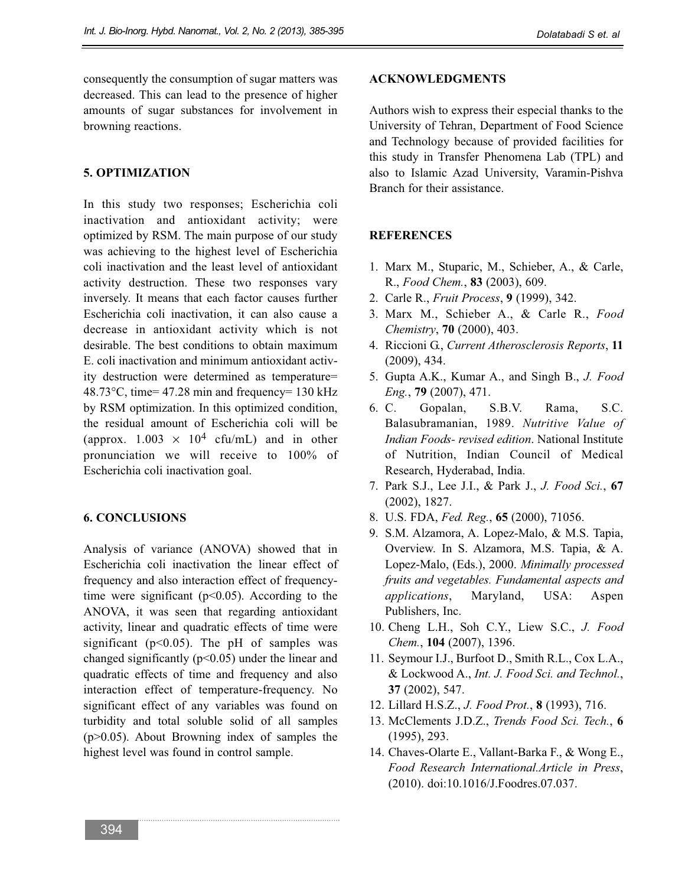consequently the consumption of sugar matters was decreased. This can lead to the presence of higher amounts of sugar substances for involvement in browning reactions.

## 5. OPTIMIZATION

In this study two responses; Escherichia coli inactivation and antioxidant activity; were optimized by RSM. The main purpose of our study was achieving to the highest level of Escherichia coli inactivation and the least level of antioxidant activity destruction. These two responses vary inversely. It means that each factor causes further Escherichia coli inactivation, it can also cause a decrease in antioxidant activity which is not desirable. The best conditions to obtain maximum E. coli inactivation and minimum antioxidant activity destruction were determined as temperature= 48.73°C, time= 47.28 min and frequency= 130 kHz by RSM optimization. In this optimized condition, the residual amount of Escherichia coli will be (approx. $1.003 \times 10^4$ cfu/mL) and in other pronunciation we will receive to 100% of Escherichia coli inactivation goal.

## 6. CONCLUSIONS

Analysis of variance (ANOVA) showed that in Escherichia coli inactivation the linear effect of frequency and also interaction effect of frequency-time were significant ($p<0.05$). According to the ANOVA, it was seen that regarding antioxidant activity, linear and quadratic effects of time were significant ($p<0.05$). The pH of samples was changed significantly ($p<0.05$) under the linear and quadratic effects of time and frequency and also interaction effect of temperature-frequency. No significant effect of any variables was found on turbidity and total soluble solid of all samples ($p>0.05$). About Browning index of samples the highest level was found in control sample.

## ACKNOWLEDGMENTS

Authors wish to express their especial thanks to the University of Tehran, Department of Food Science and Technology because of provided facilities for this study in Transfer Phenomena Lab (TPL) and also to Islamic Azad University, Varamin-Pishva Branch for their assistance.

## REFERENCES

1. Marx M., Stuparic, M., Schieber, A., & Carle, R., *Food Chem.*, **83** (2003), 609.
2. Carle R., *Fruit Process*, **9** (1999), 342.
3. Marx M., Schieber A., & Carle R., *Food Chemistry*, **70** (2000), 403.
4. Riccioni G., *Current Atherosclerosis Reports*, **11** (2009), 434.
5. Gupta A.K., Kumar A., and Singh B., *J. Food Eng.*, **79** (2007), 471.
6. C. Gopalan, S.B.V. Rama, S.C. Balasubramanian, 1989. *Nutritive Value of Indian Foods- revised edition*. National Institute of Nutrition, Indian Council of Medical Research, Hyderabad, India.
7. Park S.J., Lee J.I., & Park J., *J. Food Sci.*, **67** (2002), 1827.
8. U.S. FDA, *Fed. Reg.*, **65** (2000), 71056.
9. S.M. Alzamora, A. Lopez-Malo, & M.S. Tapia, Overview. In S. Alzamora, M.S. Tapia, & A. Lopez-Malo, (Eds.), 2000. *Minimally processed fruits and vegetables. Fundamental aspects and applications*, Maryland, USA: Aspen Publishers, Inc.
10. Cheng L.H., Soh C.Y., Liew S.C., *J. Food Chem.*, **104** (2007), 1396.
11. Seymour I.J., Burfoot D., Smith R.L., Cox L.A., & Lockwood A., *Int. J. Food Sci. and Technol.*, **37** (2002), 547.
12. Lillard H.S.Z., *J. Food Prot.*, **8** (1993), 716.
13. McClements J.D.Z., *Trends Food Sci. Tech.*, **6** (1995), 293.
14. Chaves-Olarte E., Vallant-Barka F., & Wong E., *Food Research International.Article in Press*, (2010). doi:10.1016/J.Foodres.07.037.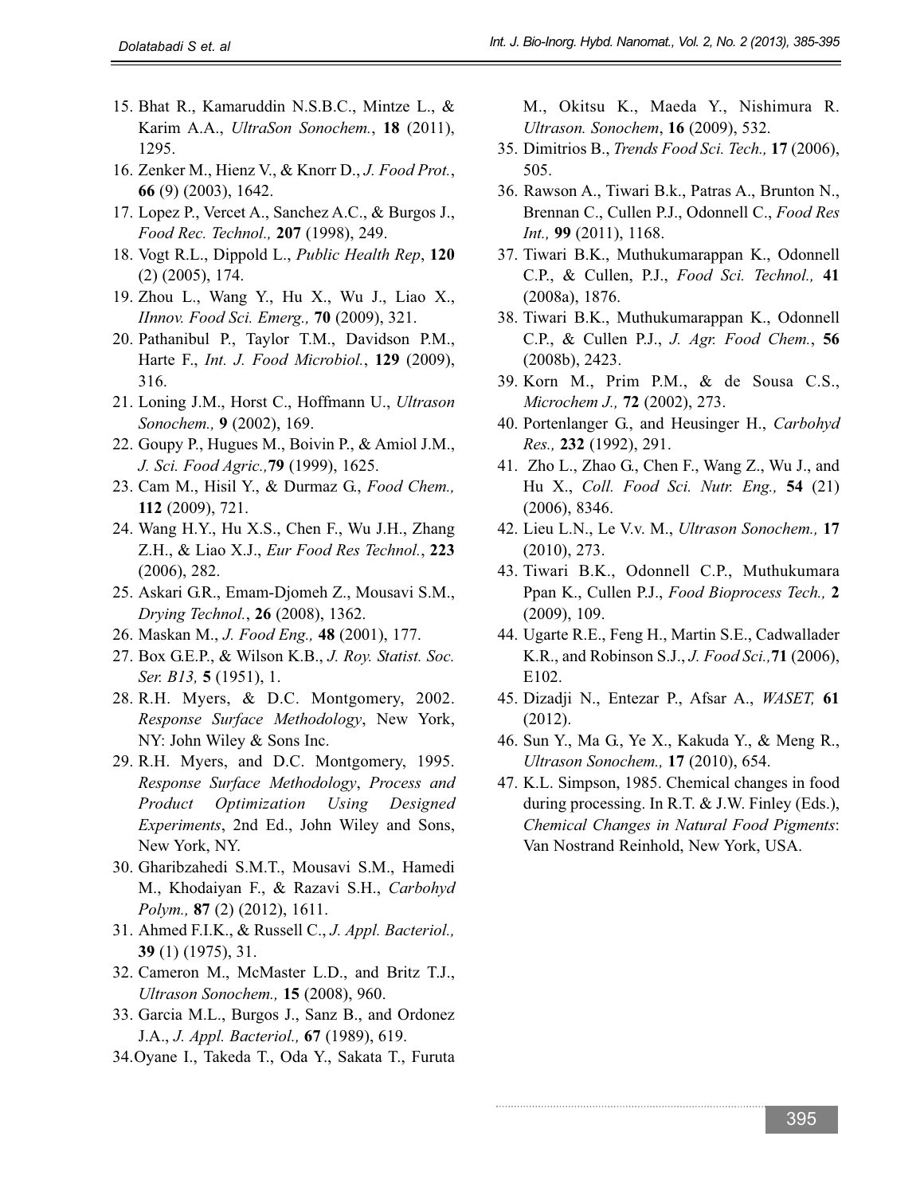15. Bhat R., Kamaruddin N.S.B.C., Mintze L., & Karim A.A., *UltraSon Sonochem.*, **18** (2011), 1295.
16. Zenker M., Hienz V., & Knorr D., *J. Food Prot.*, **66** (9) (2003), 1642.
17. Lopez P., Vercet A., Sanchez A.C., & Burgos J., *Food Rec. Technol.,* **207** (1998), 249.
18. Vogt R.L., Dippold L., *Public Health Rep*, **120** (2) (2005), 174.
19. Zhou L., Wang Y., Hu X., Wu J., Liao X., *IInnov. Food Sci. Emerg.,* **70** (2009), 321.
20. Pathanibul P., Taylor T.M., Davidson P.M., Harte F., *Int. J. Food Microbiol.*, **129** (2009), 316.
21. Loning J.M., Horst C., Hoffmann U., *Ultrason Sonochem.,* **9** (2002), 169.
22. Goupy P., Hugues M., Boivin P., & Amiol J.M., *J. Sci. Food Agric.,***79** (1999), 1625.
23. Cam M., Hisil Y., & Durmaz G., *Food Chem.,* **112** (2009), 721.
24. Wang H.Y., Hu X.S., Chen F., Wu J.H., Zhang Z.H., & Liao X.J., *Eur Food Res Technol.*, **223** (2006), 282.
25. Askari G.R., Emam-Djomeh Z., Mousavi S.M., *Drying Technol.*, **26** (2008), 1362.
26. Maskan M., *J. Food Eng.,* **48** (2001), 177.
27. Box G.E.P., & Wilson K.B., *J. Roy. Statist. Soc. Ser. B13,* **5** (1951), 1.
28. R.H. Myers, & D.C. Montgomery, 2002. *Response Surface Methodology*, New York, NY: John Wiley & Sons Inc.
29. R.H. Myers, and D.C. Montgomery, 1995. *Response Surface Methodology*, *Process and Product Optimization Using Designed Experiments*, 2nd Ed., John Wiley and Sons, New York, NY.
30. Gharibzahedi S.M.T., Mousavi S.M., Hamedi M., Khodaiyan F., & Razavi S.H., *Carbohyd Polym.,* **87** (2) (2012), 1611.
31. Ahmed F.I.K., & Russell C., *J. Appl. Bacteriol.,* **39** (1) (1975), 31.
32. Cameron M., McMaster L.D., and Britz T.J., *Ultrason Sonochem.,* **15** (2008), 960.
33. Garcia M.L., Burgos J., Sanz B., and Ordonez J.A., *J. Appl. Bacteriol.,* **67** (1989), 619.
34. Oyane I., Takeda T., Oda Y., Sakata T., Furuta M., Okitsu K., Maeda Y., Nishimura R. *Ultrason. Sonochem*, **16** (2009), 532.
35. Dimitrios B., *Trends Food Sci. Tech.,* **17** (2006), 505.
36. Rawson A., Tiwari B.k., Patras A., Brunton N., Brennan C., Cullen P.J., Odonnell C., *Food Res Int.,* **99** (2011), 1168.
37. Tiwari B.K., Muthukumarappan K., Odonnell C.P., & Cullen, P.J., *Food Sci. Technol.,* **41** (2008a), 1876.
38. Tiwari B.K., Muthukumarappan K., Odonnell C.P., & Cullen P.J., *J. Agr. Food Chem.*, **56** (2008b), 2423.
39. Korn M., Prim P.M., & de Sousa C.S., *Microchem J.,* **72** (2002), 273.
40. Portenlanger G., and Heusinger H., *Carbohyd Res.,* **232** (1992), 291.
41. Zho L., Zhao G., Chen F., Wang Z., Wu J., and Hu X., *Coll. Food Sci. Nutr. Eng.,* **54** (21) (2006), 8346.
42. Lieu L.N., Le V.v. M., *Ultrason Sonochem.,* **17** (2010), 273.
43. Tiwari B.K., Odonnell C.P., Muthukumara Ppan K., Cullen P.J., *Food Bioprocess Tech.,* **2** (2009), 109.
44. Ugarte R.E., Feng H., Martin S.E., Cadwallader K.R., and Robinson S.J., *J. Food Sci.,***71** (2006), E102.
45. Dizadji N., Entezar P., Afsar A., *WASET,* **61** (2012).
46. Sun Y., Ma G., Ye X., Kakuda Y., & Meng R., *Ultrason Sonochem.,* **17** (2010), 654.
47. K.L. Simpson, 1985. Chemical changes in food during processing. In R.T. & J.W. Finley (Eds.), *Chemical Changes in Natural Food Pigments*: Van Nostrand Reinhold, New York, USA.